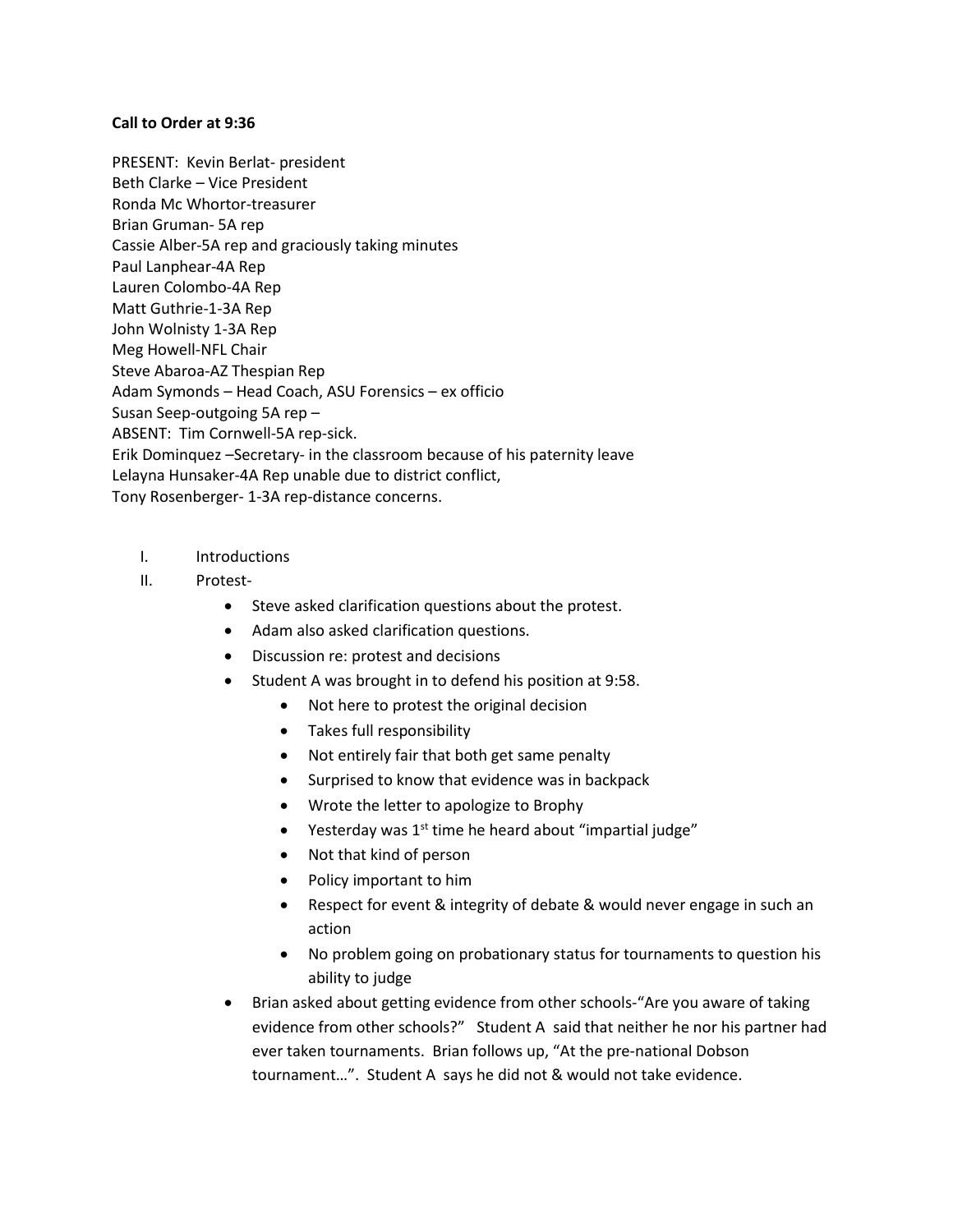**Call to Order at 9:36**

PRESENT: Kevin Berlat- president
Beth Clarke – Vice President
Ronda Mc Whortor-treasurer
Brian Gruman- 5A rep
Cassie Alber-5A rep and graciously taking minutes
Paul Lanphear-4A Rep
Lauren Colombo-4A Rep
Matt Guthrie-1-3A Rep
John Wolnisty 1-3A Rep
Meg Howell-NFL Chair
Steve Abaroa-AZ Thespian Rep
Adam Symonds – Head Coach, ASU Forensics – ex officio
Susan Seep-outgoing 5A rep –
ABSENT: Tim Cornwell-5A rep-sick.
Erik Dominquez –Secretary- in the classroom because of his paternity leave
Lelayna Hunsaker-4A Rep unable due to district conflict,
Tony Rosenberger- 1-3A rep-distance concerns.

I. Introductions
II. Protest-
    - Steve asked clarification questions about the protest.
    - Adam also asked clarification questions.
    - Discussion re: protest and decisions
    - Student A was brought in to defend his position at 9:58.
        - Not here to protest the original decision
        - Takes full responsibility
        - Not entirely fair that both get same penalty
        - Surprised to know that evidence was in backpack
        - Wrote the letter to apologize to Brophy
        - Yesterday was 1st time he heard about "impartial judge"
        - Not that kind of person
        - Policy important to him
        - Respect for event & integrity of debate & would never engage in such an action
        - No problem going on probationary status for tournaments to question his ability to judge
    - Brian asked about getting evidence from other schools-"Are you aware of taking evidence from other schools?" Student A said that neither he nor his partner had ever taken tournaments. Brian follows up, "At the pre-national Dobson tournament…". Student A says he did not & would not take evidence.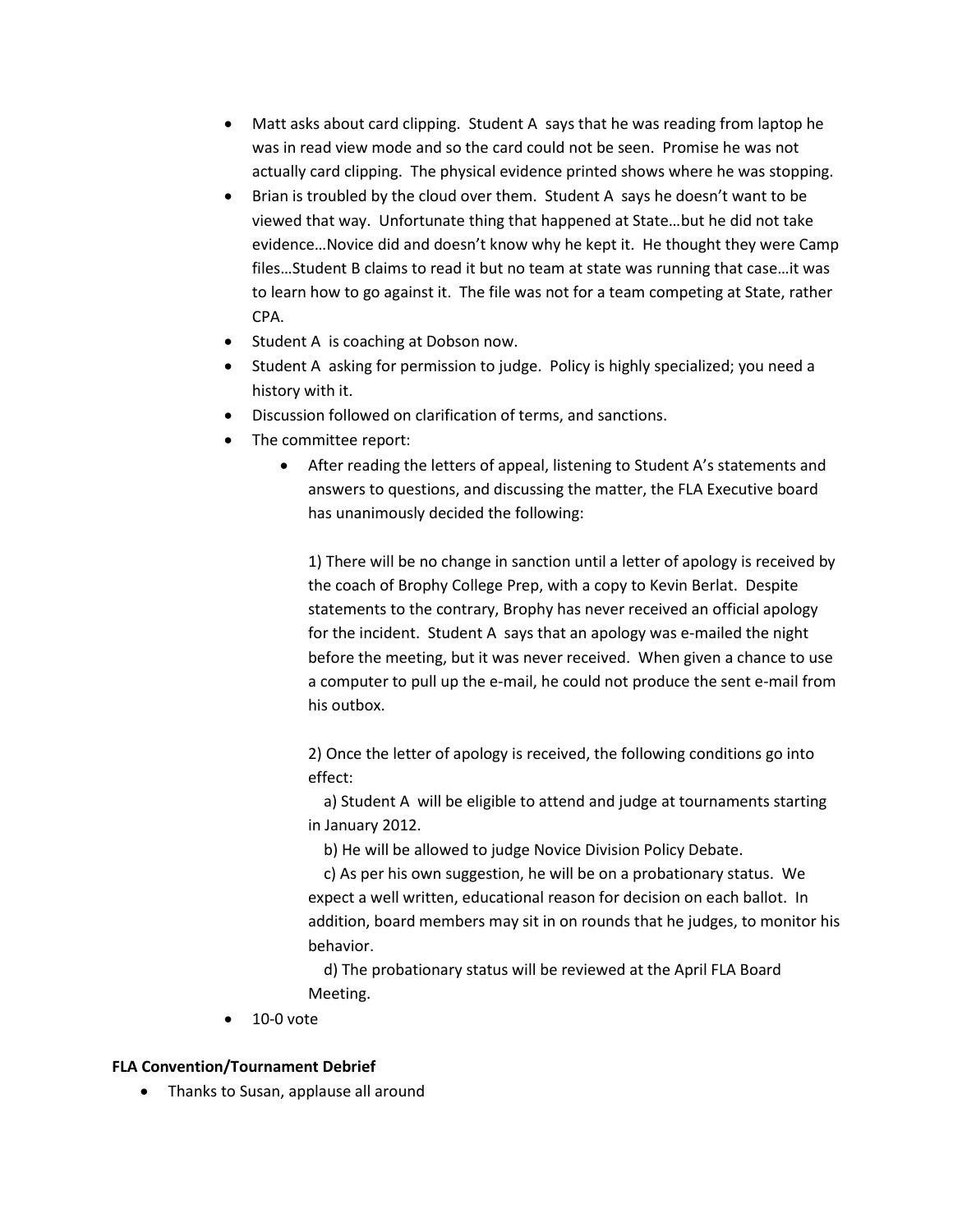- Matt asks about card clipping. Student A says that he was reading from laptop he was in read view mode and so the card could not be seen. Promise he was not actually card clipping. The physical evidence printed shows where he was stopping.
- Brian is troubled by the cloud over them. Student A says he doesn't want to be viewed that way. Unfortunate thing that happened at State…but he did not take evidence…Novice did and doesn't know why he kept it. He thought they were Camp files…Student B claims to read it but no team at state was running that case…it was to learn how to go against it. The file was not for a team competing at State, rather CPA.
- Student A is coaching at Dobson now.
- Student A asking for permission to judge. Policy is highly specialized; you need a history with it.
- Discussion followed on clarification of terms, and sanctions.
- The committee report:
    - After reading the letters of appeal, listening to Student A's statements and answers to questions, and discussing the matter, the FLA Executive board has unanimously decided the following:

      1) There will be no change in sanction until a letter of apology is received by the coach of Brophy College Prep, with a copy to Kevin Berlat. Despite statements to the contrary, Brophy has never received an official apology for the incident. Student A says that an apology was e-mailed the night before the meeting, but it was never received. When given a chance to use a computer to pull up the e-mail, he could not produce the sent e-mail from his outbox.

      2) Once the letter of apology is received, the following conditions go into effect:

      a) Student A will be eligible to attend and judge at tournaments starting in January 2012.

      b) He will be allowed to judge Novice Division Policy Debate.

      c) As per his own suggestion, he will be on a probationary status. We expect a well written, educational reason for decision on each ballot. In addition, board members may sit in on rounds that he judges, to monitor his behavior.

      d) The probationary status will be reviewed at the April FLA Board Meeting.
- 10-0 vote

**FLA Convention/Tournament Debrief**

- Thanks to Susan, applause all around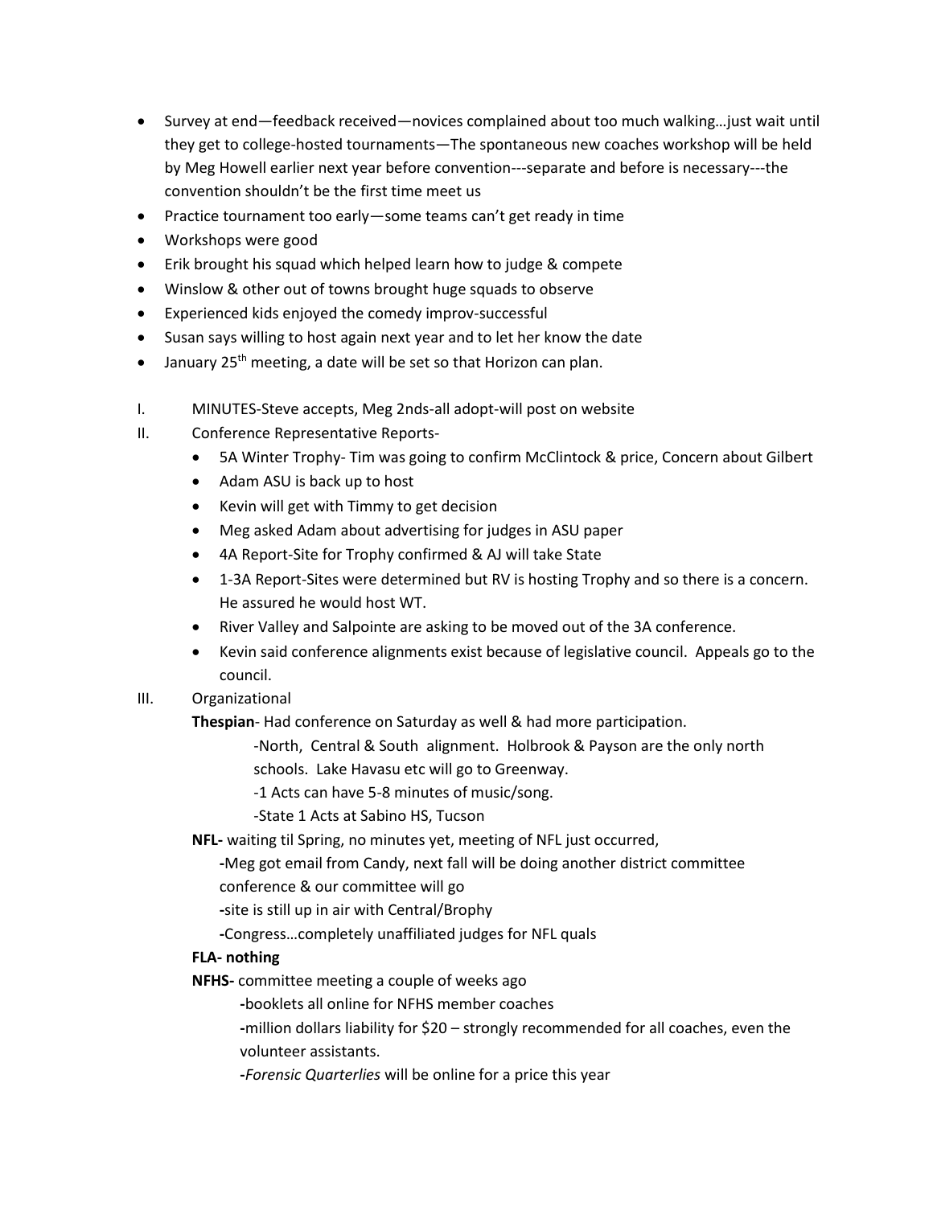- Survey at end—feedback received—novices complained about too much walking…just wait until they get to college-hosted tournaments—The spontaneous new coaches workshop will be held by Meg Howell earlier next year before convention---separate and before is necessary---the convention shouldn't be the first time meet us
- Practice tournament too early—some teams can't get ready in time
- Workshops were good
- Erik brought his squad which helped learn how to judge & compete
- Winslow & other out of towns brought huge squads to observe
- Experienced kids enjoyed the comedy improv-successful
- Susan says willing to host again next year and to let her know the date
- January 25th meeting, a date will be set so that Horizon can plan.

I. MINUTES-Steve accepts, Meg 2nds-all adopt-will post on website

II. Conference Representative Reports-
   - 5A Winter Trophy- Tim was going to confirm McClintock & price, Concern about Gilbert
   - Adam ASU is back up to host
   - Kevin will get with Timmy to get decision
   - Meg asked Adam about advertising for judges in ASU paper
   - 4A Report-Site for Trophy confirmed & AJ will take State
   - 1-3A Report-Sites were determined but RV is hosting Trophy and so there is a concern. He assured he would host WT.
   - River Valley and Salpointe are asking to be moved out of the 3A conference.
   - Kevin said conference alignments exist because of legislative council. Appeals go to the council.

III. Organizational

**Thespian**- Had conference on Saturday as well & had more participation.

-North, Central & South alignment. Holbrook & Payson are the only north schools. Lake Havasu etc will go to Greenway.

-1 Acts can have 5-8 minutes of music/song.

-State 1 Acts at Sabino HS, Tucson

**NFL-** waiting til Spring, no minutes yet, meeting of NFL just occurred,

**-**Meg got email from Candy, next fall will be doing another district committee conference & our committee will go

**-**site is still up in air with Central/Brophy

**-**Congress…completely unaffiliated judges for NFL quals

**FLA- nothing**

**NFHS-** committee meeting a couple of weeks ago

**-**booklets all online for NFHS member coaches

**-**million dollars liability for $20 – strongly recommended for all coaches, even the volunteer assistants.

**-***Forensic Quarterlies* will be online for a price this year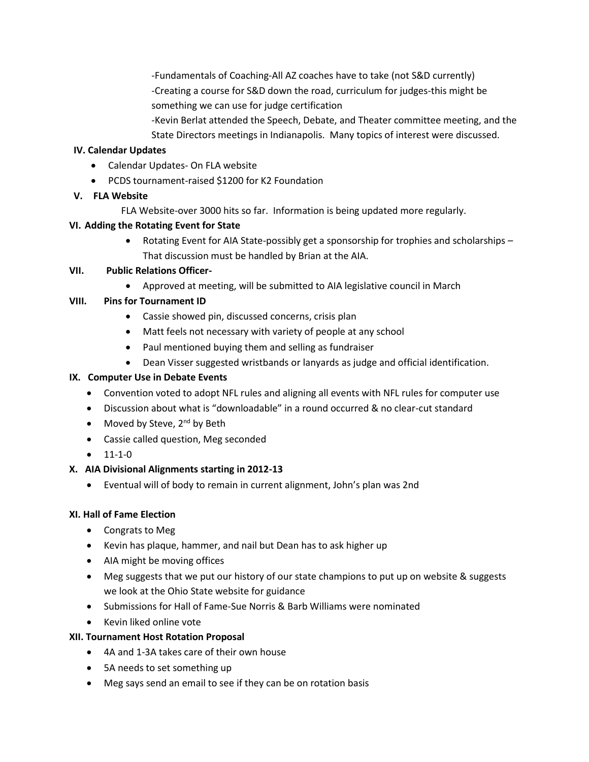-Fundamentals of Coaching-All AZ coaches have to take (not S&D currently)

-Creating a course for S&D down the road, curriculum for judges-this might be something we can use for judge certification

-Kevin Berlat attended the Speech, Debate, and Theater committee meeting, and the State Directors meetings in Indianapolis. Many topics of interest were discussed.

**IV. Calendar Updates**

- Calendar Updates- On FLA website
- PCDS tournament-raised $1200 for K2 Foundation

**V. FLA Website**

FLA Website-over 3000 hits so far. Information is being updated more regularly.

**VI. Adding the Rotating Event for State**

- Rotating Event for AIA State-possibly get a sponsorship for trophies and scholarships – That discussion must be handled by Brian at the AIA.

**VII. Public Relations Officer-**

- Approved at meeting, will be submitted to AIA legislative council in March

**VIII. Pins for Tournament ID**

- Cassie showed pin, discussed concerns, crisis plan
- Matt feels not necessary with variety of people at any school
- Paul mentioned buying them and selling as fundraiser
- Dean Visser suggested wristbands or lanyards as judge and official identification.

**IX. Computer Use in Debate Events**

- Convention voted to adopt NFL rules and aligning all events with NFL rules for computer use
- Discussion about what is "downloadable" in a round occurred & no clear-cut standard
- Moved by Steve, 2nd by Beth
- Cassie called question, Meg seconded
- 11-1-0

**X. AIA Divisional Alignments starting in 2012-13**

- Eventual will of body to remain in current alignment, John's plan was 2nd

**XI. Hall of Fame Election**

- Congrats to Meg
- Kevin has plaque, hammer, and nail but Dean has to ask higher up
- AIA might be moving offices
- Meg suggests that we put our history of our state champions to put up on website & suggests we look at the Ohio State website for guidance
- Submissions for Hall of Fame-Sue Norris & Barb Williams were nominated
- Kevin liked online vote

**XII. Tournament Host Rotation Proposal**

- 4A and 1-3A takes care of their own house
- 5A needs to set something up
- Meg says send an email to see if they can be on rotation basis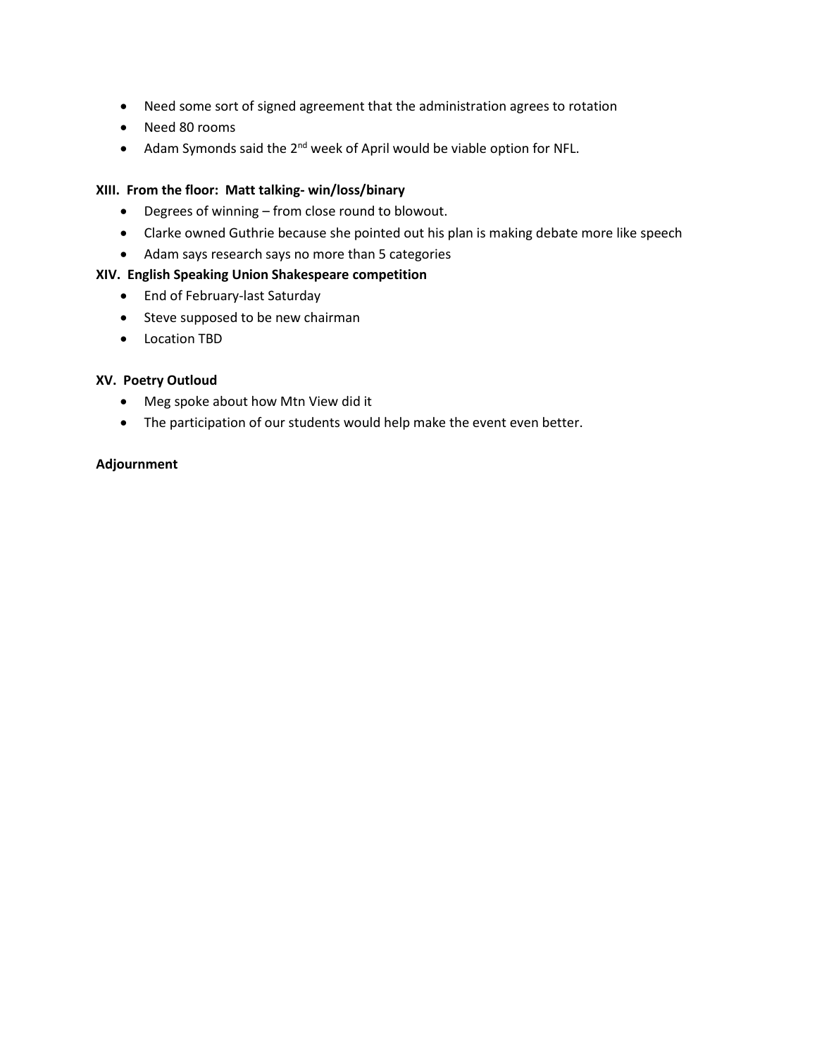- Need some sort of signed agreement that the administration agrees to rotation
- Need 80 rooms
- Adam Symonds said the 2nd week of April would be viable option for NFL.

**XIII. From the floor: Matt talking- win/loss/binary**

- Degrees of winning – from close round to blowout.
- Clarke owned Guthrie because she pointed out his plan is making debate more like speech
- Adam says research says no more than 5 categories

**XIV. English Speaking Union Shakespeare competition**

- End of February-last Saturday
- Steve supposed to be new chairman
- Location TBD

**XV. Poetry Outloud**

- Meg spoke about how Mtn View did it
- The participation of our students would help make the event even better.

**Adjournment**